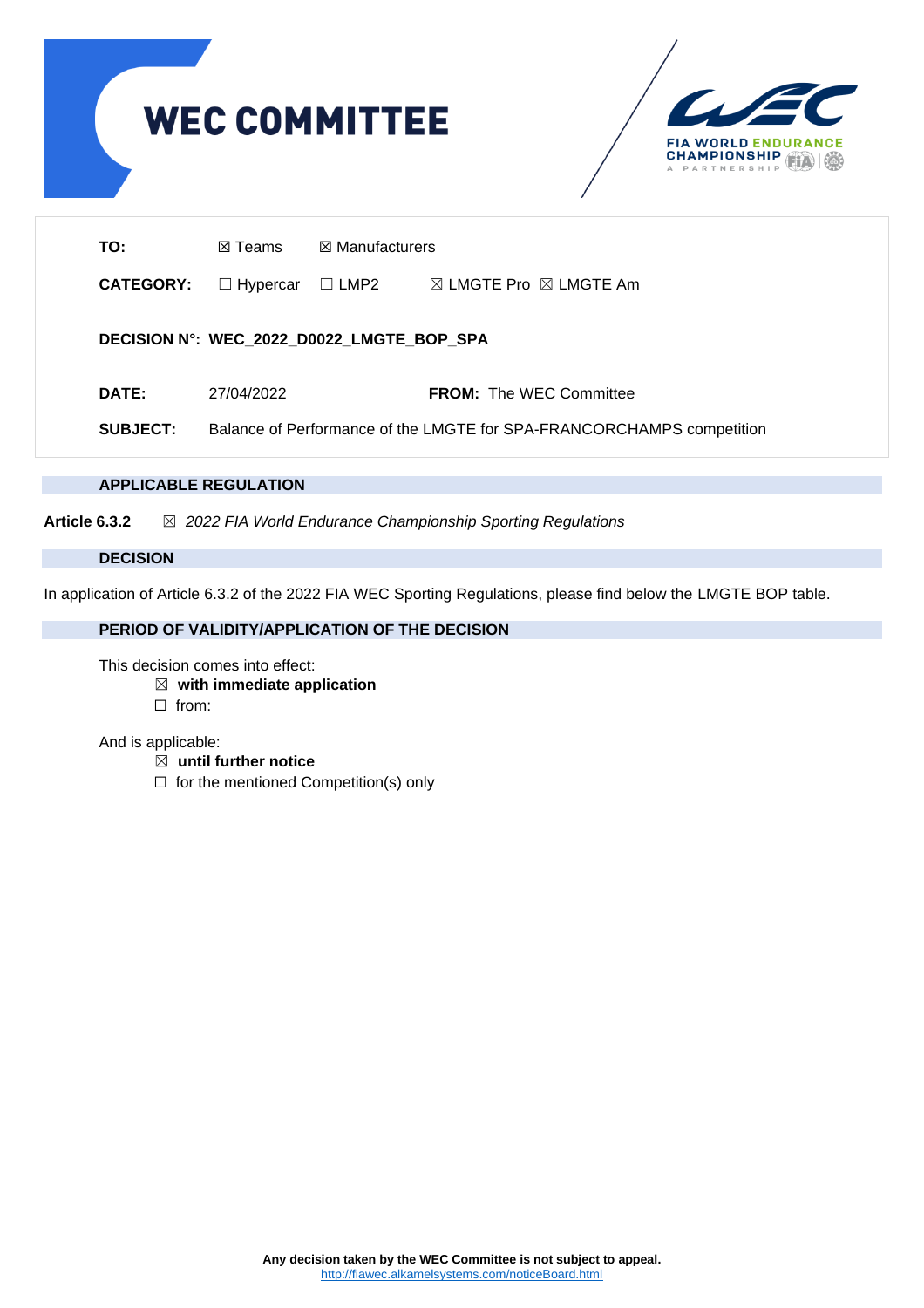# WEC COMMITTEE

FIA WORLD ENDURANCE CHAMPIONSHIP

A PARTNERSHIP

| | |
|---|---|
| **TO:** | ☒ Teams ☒ Manufacturers |
| **CATEGORY:** | ☐ Hypercar ☐ LMP2 ☒ LMGTE Pro ☒ LMGTE Am |
| **DECISION N°:** | **WEC_2022_D0022_LMGTE_BOP_SPA** |
| **DATE:** | 27/04/2022 **FROM:** The WEC Committee |
| **SUBJECT:** | Balance of Performance of the LMGTE for SPA-FRANCORCHAMPS competition |

## APPLICABLE REGULATION

**Article 6.3.2** ☒ *2022 FIA World Endurance Championship Sporting Regulations*

## DECISION

In application of Article 6.3.2 of the 2022 FIA WEC Sporting Regulations, please find below the LMGTE BOP table.

## PERIOD OF VALIDITY/APPLICATION OF THE DECISION

This decision comes into effect:

- ☒ **with immediate application**
- ☐ from:

And is applicable:

- ☒ **until further notice**
- ☐ for the mentioned Competition(s) only

**Any decision taken by the WEC Committee is not subject to appeal.**

http://fiawec.alkamelsystems.com/noticeBoard.html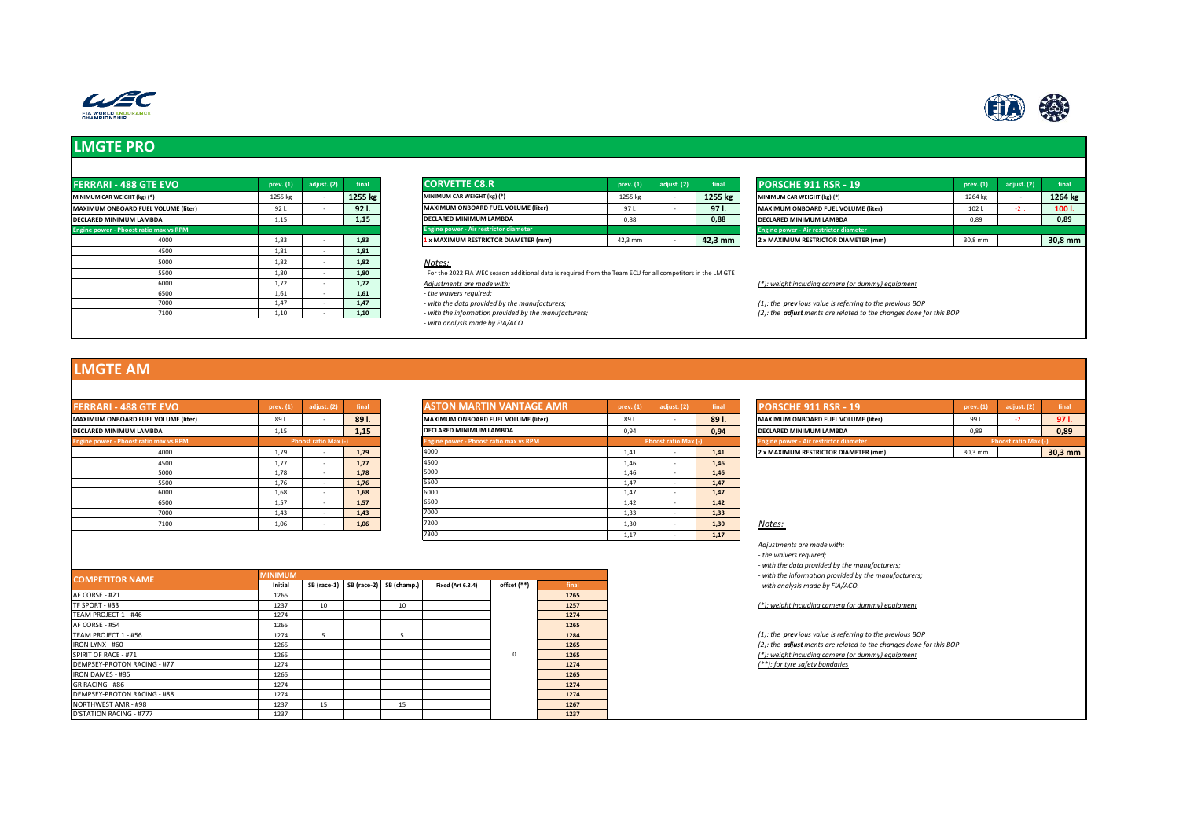# LMGTE PRO

| FERRARI - 488 GTE EVO | prev. (1) | adjust. (2) | final |
|---|---|---|---|
| MINIMUM CAR WEIGHT (kg) (*) | 1255 kg | - | **1255 kg** |
| MAXIMUM ONBOARD FUEL VOLUME (liter) | 92 l. | - | **92 l.** |
| DECLARED MINIMUM LAMBDA | 1,15 | | **1,15** |
| Engine power - Pboost ratio max vs RPM | | | |
| 4000 | 1,83 | - | **1,83** |
| 4500 | 1,81 | - | **1,81** |
| 5000 | 1,82 | - | **1,82** |
| 5500 | 1,80 | - | **1,80** |
| 6000 | 1,72 | - | **1,72** |
| 6500 | 1,61 | - | **1,61** |
| 7000 | 1,47 | - | **1,47** |
| 7100 | 1,10 | - | **1,10** |

| CORVETTE C8.R | prev. (1) | adjust. (2) | final |
|---|---|---|---|
| MINIMUM CAR WEIGHT (kg) (*) | 1255 kg | - | **1255 kg** |
| MAXIMUM ONBOARD FUEL VOLUME (liter) | 97 l. | - | **97 l.** |
| DECLARED MINIMUM LAMBDA | 0,88 | | **0,88** |
| Engine power - Air restrictor diameter | | | |
| 1 x MAXIMUM RESTRICTOR DIAMETER (mm) | 42,3 mm | - | **42,3 mm** |

| PORSCHE 911 RSR - 19 | prev. (1) | adjust. (2) | final |
|---|---|---|---|
| MINIMUM CAR WEIGHT (kg) (*) | 1264 kg | - | **1264 kg** |
| MAXIMUM ONBOARD FUEL VOLUME (liter) | 102 l. | -2 l. | **100 l.** |
| DECLARED MINIMUM LAMBDA | 0,89 | | **0,89** |
| Engine power - Air restrictor diameter | | | |
| 2 x MAXIMUM RESTRICTOR DIAMETER (mm) | 30,8 mm | | **30,8 mm** |

*Notes:*

For the 2022 FIA WEC season additional data is required from the Team ECU for all competitors in the LM GTE

*Adjustments are made with:*

*- the waivers required;*

*- with the data provided by the manufacturers;*

*- with the information provided by the manufacturers;*

*- with analysis made by FIA/ACO.*

*(*): weight including camera (or dummy) equipment*

*(1): the **prev** ious value is referring to the previous BOP*

*(2): the **adjust** ments are related to the changes done for this BOP*

# LMGTE AM

| FERRARI - 488 GTE EVO | prev. (1) | adjust. (2) | final |
|---|---|---|---|
| MAXIMUM ONBOARD FUEL VOLUME (liter) | 89 l. | - | **89 l.** |
| DECLARED MINIMUM LAMBDA | 1,15 | | **1,15** |
| Engine power - Pboost ratio max vs RPM | Pboost ratio Max (-) | | |
| 4000 | 1,79 | - | **1,79** |
| 4500 | 1,77 | - | **1,77** |
| 5000 | 1,78 | - | **1,78** |
| 5500 | 1,76 | - | **1,76** |
| 6000 | 1,68 | - | **1,68** |
| 6500 | 1,57 | - | **1,57** |
| 7000 | 1,43 | - | **1,43** |
| 7100 | 1,06 | - | **1,06** |

| ASTON MARTIN VANTAGE AMR | prev. (1) | adjust. (2) | final |
|---|---|---|---|
| MAXIMUM ONBOARD FUEL VOLUME (liter) | 89 l. | - | **89 l.** |
| DECLARED MINIMUM LAMBDA | 0,94 | | **0,94** |
| Engine power - Pboost ratio max vs RPM | Pboost ratio Max (-) | | |
| 4000 | 1,41 | - | **1,41** |
| 4500 | 1,46 | - | **1,46** |
| 5000 | 1,46 | - | **1,46** |
| 5500 | 1,47 | - | **1,47** |
| 6000 | 1,47 | - | **1,47** |
| 6500 | 1,42 | - | **1,42** |
| 7000 | 1,33 | - | **1,33** |
| 7200 | 1,30 | - | **1,30** |
| 7300 | 1,17 | - | **1,17** |

| PORSCHE 911 RSR - 19 | prev. (1) | adjust. (2) | final |
|---|---|---|---|
| MAXIMUM ONBOARD FUEL VOLUME (liter) | 99 l. | -2 l. | **97 l.** |
| DECLARED MINIMUM LAMBDA | 0,89 | | **0,89** |
| Engine power - Air restrictor diameter | Pboost ratio Max (-) | | |
| 2 x MAXIMUM RESTRICTOR DIAMETER (mm) | 30,3 mm | | **30,3 mm** |

| COMPETITOR NAME | MINIMUM | | | | | | |
|---|---|---|---|---|---|---|---|
| | Initial | SB (race-1) | SB (race-2) | SB (champ.) | Fixed (Art 6.3.4) | offset (**) | final |
| AF CORSE - #21 | 1265 | | | | | | 1265 |
| TF SPORT - #33 | 1237 | 10 | | 10 | | | 1257 |
| TEAM PROJECT 1 - #46 | 1274 | | | | | | 1274 |
| AF CORSE - #54 | 1265 | | | | | | 1265 |
| TEAM PROJECT 1 - #56 | 1274 | 5 | | 5 | | | 1284 |
| IRON LYNX - #60 | 1265 | | | | | | 1265 |
| SPIRIT OF RACE - #71 | 1265 | | | | | 0 | 1265 |
| DEMPSEY-PROTON RACING - #77 | 1274 | | | | | | 1274 |
| IRON DAMES - #85 | 1265 | | | | | | 1265 |
| GR RACING - #86 | 1274 | | | | | | 1274 |
| DEMPSEY-PROTON RACING - #88 | 1274 | | | | | | 1274 |
| NORTHWEST AMR - #98 | 1237 | 15 | | 15 | | | 1267 |
| D'STATION RACING - #777 | 1237 | | | | | | 1237 |

*Notes:*

*Adjustments are made with:*

*- the waivers required;*

*- with the data provided by the manufacturers;*

*- with the information provided by the manufacturers;*

*- with analysis made by FIA/ACO.*

*(*): weight including camera (or dummy) equipment*

*(1): the **prev** ious value is referring to the previous BOP*

*(2): the **adjust** ments are related to the changes done for this BOP*

*(*): weight including camera (or dummy) equipment*

*(**): for tyre safety bondaries*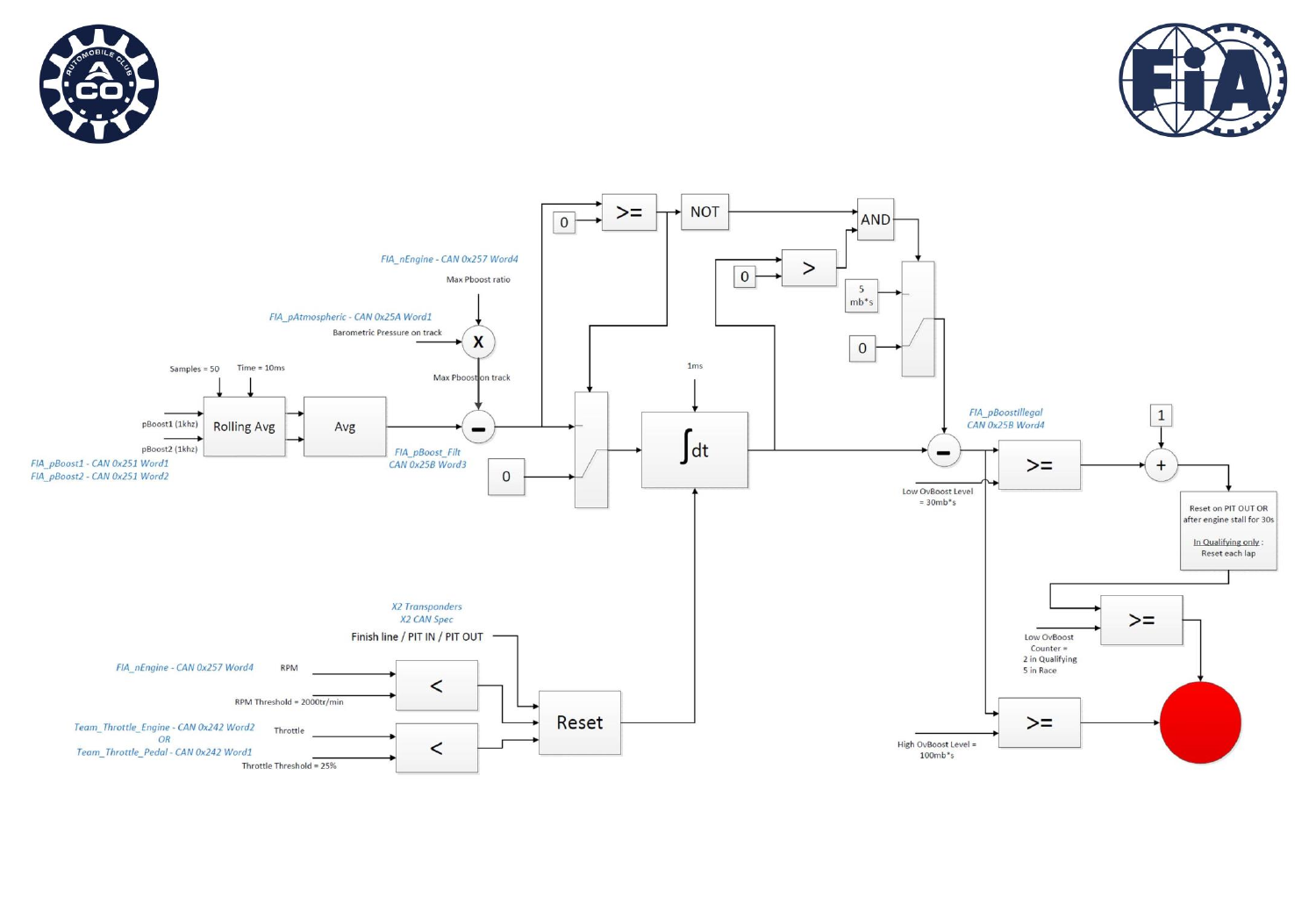FIA_nEngine - CAN 0x257 Word4

Max Pboost ratio

FIA_pAtmospheric - CAN 0x25A Word1

Barometric Pressure on track

Max Pboost on track

Samples = 50

Time = 10ms

pBoost1 (1khz)

pBoost2 (1khz)

Rolling Avg

Avg

FIA_pBoost1 - CAN 0x251 Word1

FIA_pBoost2 - CAN 0x251 Word2

FIA_pBoost_Filt

CAN 0x25B Word3

0

>=

NOT

AND

0

>

5 mb*s

0

0

1ms

∫dt

FIA_pBoostIllegal

CAN 0x25B Word4

Low OvBoost Level = 30mb*s

>=

1

+

Reset on PIT OUT OR after engine stall for 30s

In Qualifying only : Reset each lap

Low OvBoost Counter = 2 in Qualifying 5 in Race

>=

High OvBoost Level = 100mb*s

>=

X2 Transponders

X2 CAN Spec

Finish line / PIT IN / PIT OUT

FIA_nEngine - CAN 0x257 Word4

RPM

RPM Threshold = 2000tr/min

<

Team_Throttle_Engine - CAN 0x242 Word2

OR

Team_Throttle_Pedal - CAN 0x242 Word1

Throttle

Throttle Threshold = 25%

<

Reset